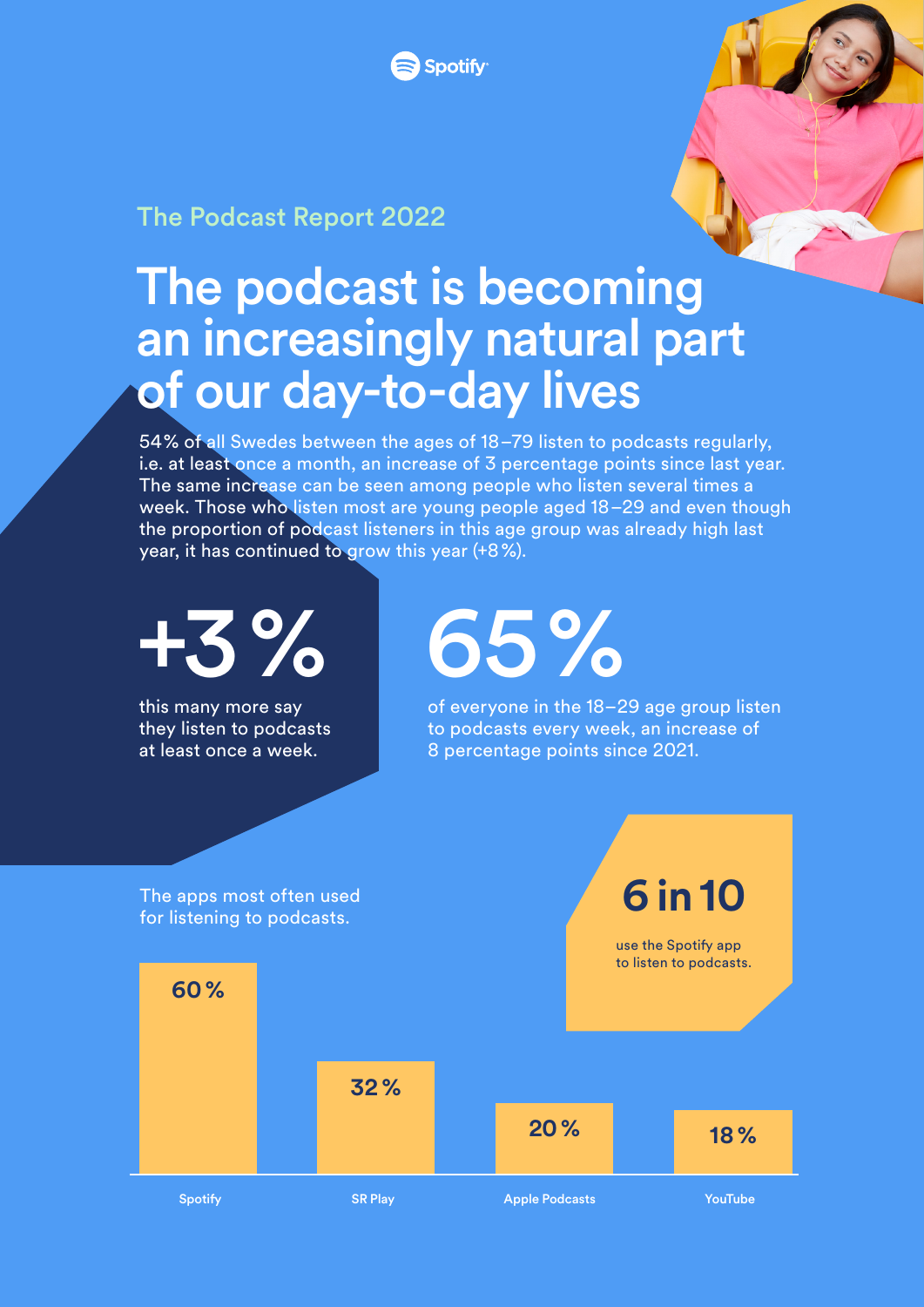Spotify

The Podcast Report 2022

# The podcast is becoming an increasingly natural part of our day-to-day lives

54 % of all Swedes between the ages of 18–79 listen to podcasts regularly, i.e. at least once a month, an increase of 3 percentage points since last year. The same increase can be seen among people who listen several times a week. Those who listen most are young people aged 18–29 and even though the proportion of podcast listeners in this age group was already high last year, it has continued to grow this year (+8 %).

## +3 %

this many more say they listen to podcasts at least once a week.

## 65 %

of everyone in the 18–29 age group listen to podcasts every week, an increase of 8 percentage points since 2021.

The apps most often used for listening to podcasts.

| App | Share |
| --- | --- |
| Spotify | 60 % |
| SR Play | 32 % |
| Apple Podcasts | 20 % |
| YouTube | 18 % |

## 6 in 10

use the Spotify app to listen to podcasts.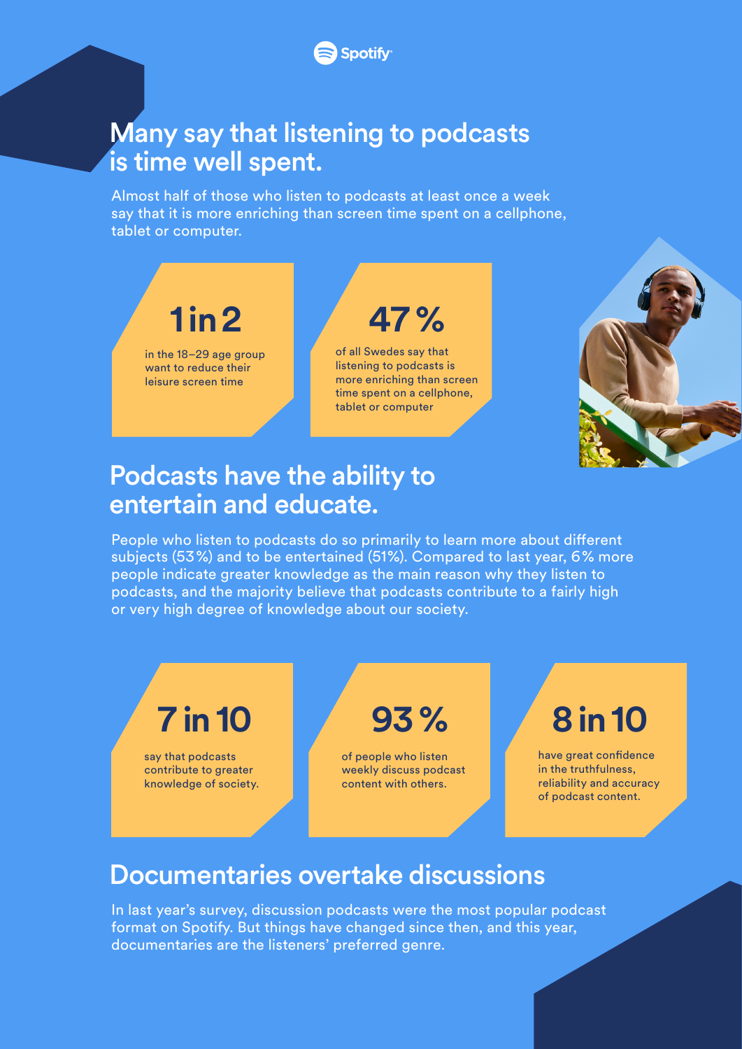Spotify

## Many say that listening to podcasts is time well spent.

Almost half of those who listen to podcasts at least once a week say that it is more enriching than screen time spent on a cellphone, tablet or computer.

**1 in 2**

in the 18–29 age group want to reduce their leisure screen time

**47 %**

of all Swedes say that listening to podcasts is more enriching than screen time spent on a cellphone, tablet or computer

## Podcasts have the ability to entertain and educate.

People who listen to podcasts do so primarily to learn more about different subjects (53 %) and to be entertained (51%). Compared to last year, 6 % more people indicate greater knowledge as the main reason why they listen to podcasts, and the majority believe that podcasts contribute to a fairly high or very high degree of knowledge about our society.

**7 in 10**

say that podcasts contribute to greater knowledge of society.

**93 %**

of people who listen weekly discuss podcast content with others.

**8 in 10**

have great confidence in the truthfulness, reliability and accuracy of podcast content.

## Documentaries overtake discussions

In last year's survey, discussion podcasts were the most popular podcast format on Spotify. But things have changed since then, and this year, documentaries are the listeners' preferred genre.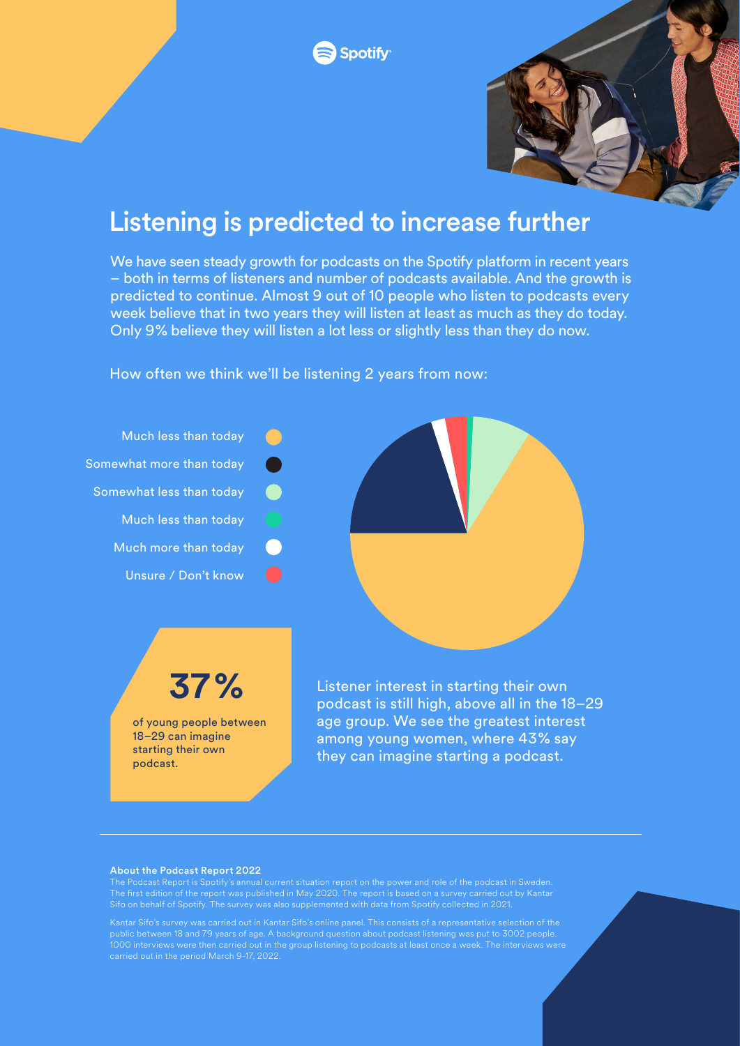## Listening is predicted to increase further

We have seen steady growth for podcasts on the Spotify platform in recent years – both in terms of listeners and number of podcasts available. And the growth is predicted to continue. Almost 9 out of 10 people who listen to podcasts every week believe that in two years they will listen at least as much as they do today. Only 9% believe they will listen a lot less or slightly less than they do now.

How often we think we'll be listening 2 years from now:

Much less than today
Somewhat more than today
Somewhat less than today
Much less than today
Much more than today
Unsure / Don't know

**37%**

of young people between 18–29 can imagine starting their own podcast.

Listener interest in starting their own podcast is still high, above all in the 18–29 age group. We see the greatest interest among young women, where 43% say they can imagine starting a podcast.

---

**About the Podcast Report 2022**

The Podcast Report is Spotify's annual current situation report on the power and role of the podcast in Sweden. The first edition of the report was published in May 2020. The report is based on a survey carried out by Kantar Sifo on behalf of Spotify. The survey was also supplemented with data from Spotify collected in 2021.

Kantar Sifo's survey was carried out in Kantar Sifo's online panel. This consists of a representative selection of the public between 18 and 79 years of age. A background question about podcast listening was put to 3002 people. 1000 interviews were then carried out in the group listening to podcasts at least once a week. The interviews were carried out in the period March 9-17, 2022.